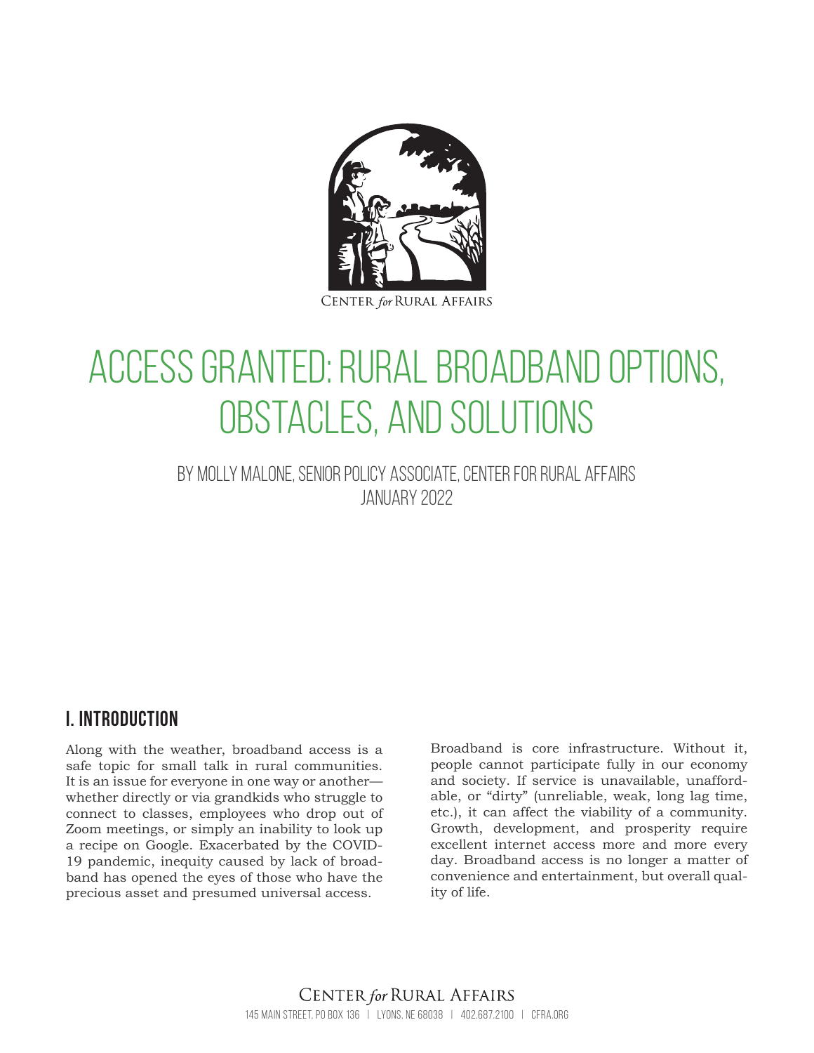CENTER *for* RURAL AFFAIRS

# ACCESS GRANTED: RURAL BROADBAND OPTIONS, OBSTACLES, AND SOLUTIONS

BY MOLLY MALONE, SENIOR POLICY ASSOCIATE, CENTER FOR RURAL AFFAIRS
JANUARY 2022

## I. INTRODUCTION

Along with the weather, broadband access is a safe topic for small talk in rural communities. It is an issue for everyone in one way or another—whether directly or via grandkids who struggle to connect to classes, employees who drop out of Zoom meetings, or simply an inability to look up a recipe on Google. Exacerbated by the COVID-19 pandemic, inequity caused by lack of broadband has opened the eyes of those who have the precious asset and presumed universal access.

Broadband is core infrastructure. Without it, people cannot participate fully in our economy and society. If service is unavailable, unaffordable, or "dirty" (unreliable, weak, long lag time, etc.), it can affect the viability of a community. Growth, development, and prosperity require excellent internet access more and more every day. Broadband access is no longer a matter of convenience and entertainment, but overall quality of life.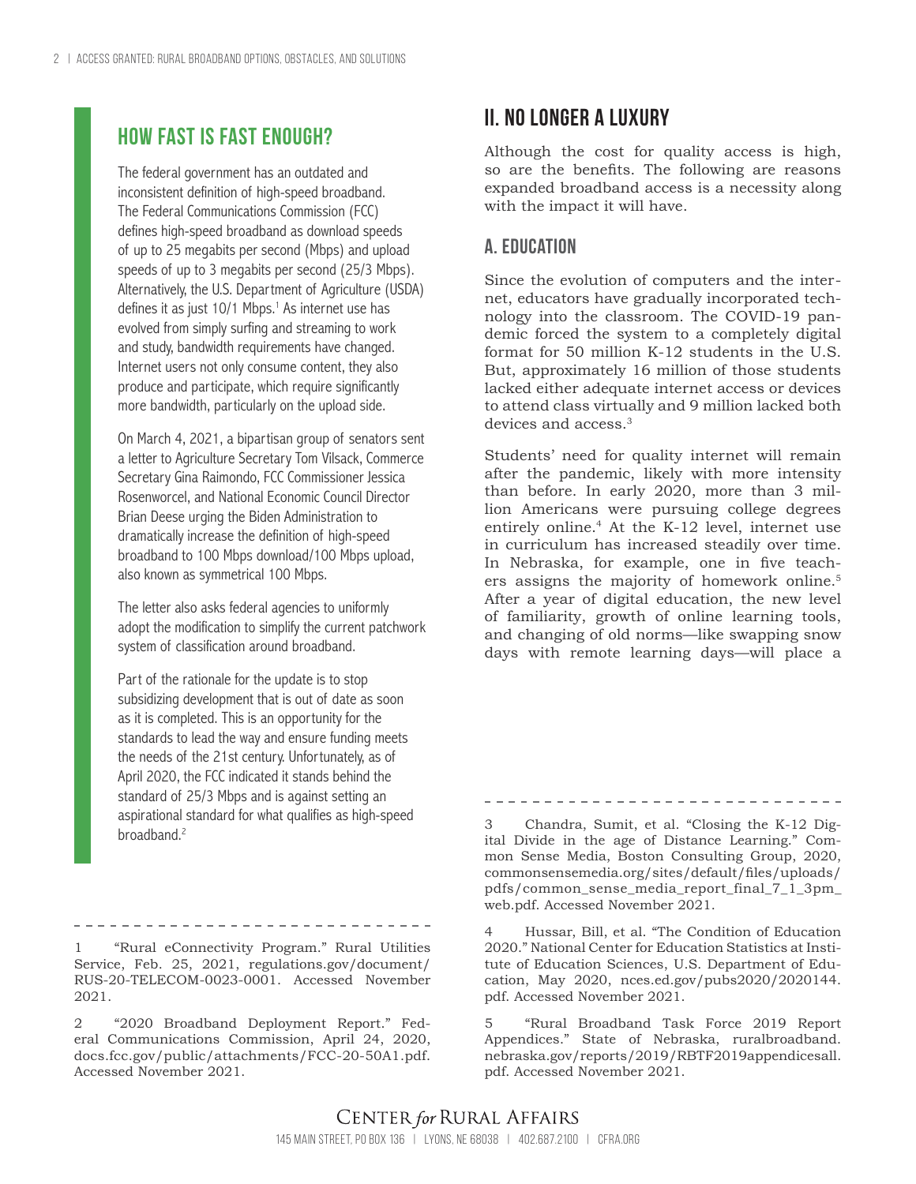## HOW FAST IS FAST ENOUGH?

The federal government has an outdated and inconsistent definition of high-speed broadband. The Federal Communications Commission (FCC) defines high-speed broadband as download speeds of up to 25 megabits per second (Mbps) and upload speeds of up to 3 megabits per second (25/3 Mbps). Alternatively, the U.S. Department of Agriculture (USDA) defines it as just 10/1 Mbps.[1] As internet use has evolved from simply surfing and streaming to work and study, bandwidth requirements have changed. Internet users not only consume content, they also produce and participate, which require significantly more bandwidth, particularly on the upload side.

On March 4, 2021, a bipartisan group of senators sent a letter to Agriculture Secretary Tom Vilsack, Commerce Secretary Gina Raimondo, FCC Commissioner Jessica Rosenworcel, and National Economic Council Director Brian Deese urging the Biden Administration to dramatically increase the definition of high-speed broadband to 100 Mbps download/100 Mbps upload, also known as symmetrical 100 Mbps.

The letter also asks federal agencies to uniformly adopt the modification to simplify the current patchwork system of classification around broadband.

Part of the rationale for the update is to stop subsidizing development that is out of date as soon as it is completed. This is an opportunity for the standards to lead the way and ensure funding meets the needs of the 21st century. Unfortunately, as of April 2020, the FCC indicated it stands behind the standard of 25/3 Mbps and is against setting an aspirational standard for what qualifies as high-speed broadband.[2]

# II. NO LONGER A LUXURY

Although the cost for quality access is high, so are the benefits. The following are reasons expanded broadband access is a necessity along with the impact it will have.

## A. EDUCATION

Since the evolution of computers and the internet, educators have gradually incorporated technology into the classroom. The COVID-19 pandemic forced the system to a completely digital format for 50 million K-12 students in the U.S. But, approximately 16 million of those students lacked either adequate internet access or devices to attend class virtually and 9 million lacked both devices and access.[3]

Students' need for quality internet will remain after the pandemic, likely with more intensity than before. In early 2020, more than 3 million Americans were pursuing college degrees entirely online.[4] At the K-12 level, internet use in curriculum has increased steadily over time. In Nebraska, for example, one in five teachers assigns the majority of homework online.[5] After a year of digital education, the new level of familiarity, growth of online learning tools, and changing of old norms—like swapping snow days with remote learning days—will place a

---

1 "Rural eConnectivity Program." Rural Utilities Service, Feb. 25, 2021, regulations.gov/document/RUS-20-TELECOM-0023-0001. Accessed November 2021.

2 "2020 Broadband Deployment Report." Federal Communications Commission, April 24, 2020, docs.fcc.gov/public/attachments/FCC-20-50A1.pdf. Accessed November 2021.

3 Chandra, Sumit, et al. "Closing the K-12 Digital Divide in the age of Distance Learning." Common Sense Media, Boston Consulting Group, 2020, commonsensemedia.org/sites/default/files/uploads/pdfs/common_sense_media_report_final_7_1_3pm_web.pdf. Accessed November 2021.

4 Hussar, Bill, et al. "The Condition of Education 2020." National Center for Education Statistics at Institute of Education Sciences, U.S. Department of Education, May 2020, nces.ed.gov/pubs2020/2020144.pdf. Accessed November 2021.

5 "Rural Broadband Task Force 2019 Report Appendices." State of Nebraska, ruralbroadband.nebraska.gov/reports/2019/RBTF2019appendicesall.pdf. Accessed November 2021.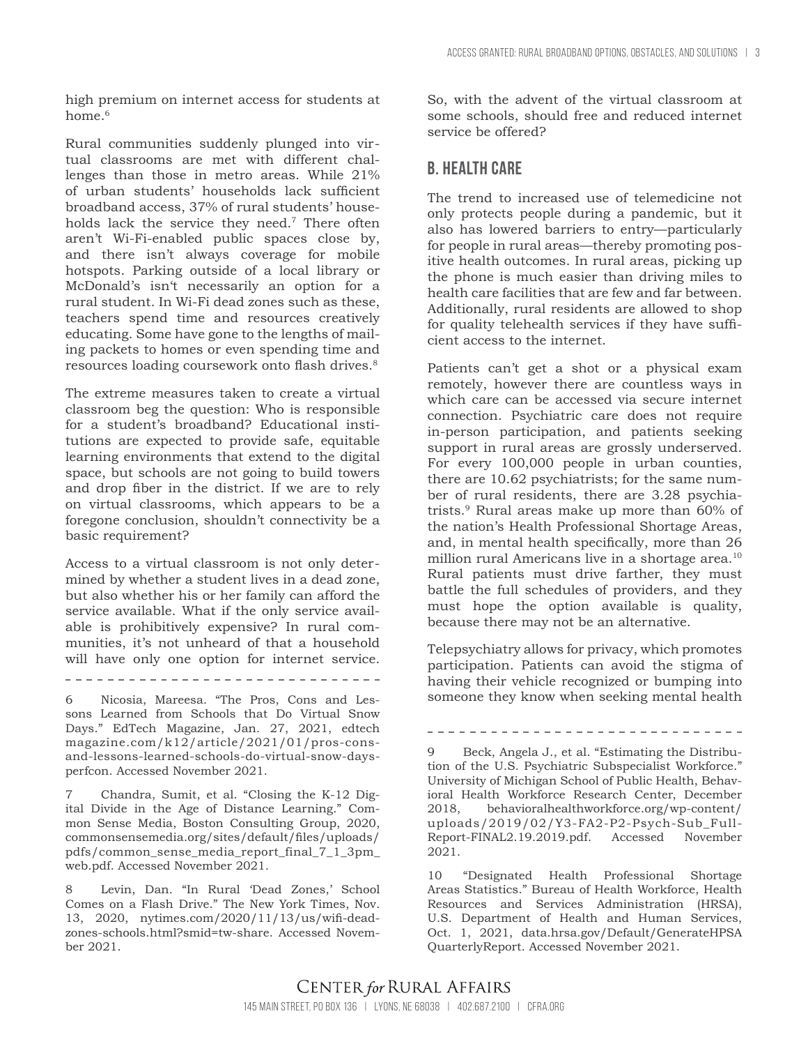high premium on internet access for students at home.[6]

Rural communities suddenly plunged into virtual classrooms are met with different challenges than those in metro areas. While 21% of urban students' households lack sufficient broadband access, 37% of rural students' households lack the service they need.[7] There often aren't Wi-Fi-enabled public spaces close by, and there isn't always coverage for mobile hotspots. Parking outside of a local library or McDonald's isn't necessarily an option for a rural student. In Wi-Fi dead zones such as these, teachers spend time and resources creatively educating. Some have gone to the lengths of mailing packets to homes or even spending time and resources loading coursework onto flash drives.[8]

The extreme measures taken to create a virtual classroom beg the question: Who is responsible for a student's broadband? Educational institutions are expected to provide safe, equitable learning environments that extend to the digital space, but schools are not going to build towers and drop fiber in the district. If we are to rely on virtual classrooms, which appears to be a foregone conclusion, shouldn't connectivity be a basic requirement?

Access to a virtual classroom is not only determined by whether a student lives in a dead zone, but also whether his or her family can afford the service available. What if the only service available is prohibitively expensive? In rural communities, it's not unheard of that a household will have only one option for internet service. So, with the advent of the virtual classroom at some schools, should free and reduced internet service be offered?

## B. Health care

The trend to increased use of telemedicine not only protects people during a pandemic, but it also has lowered barriers to entry—particularly for people in rural areas—thereby promoting positive health outcomes. In rural areas, picking up the phone is much easier than driving miles to health care facilities that are few and far between. Additionally, rural residents are allowed to shop for quality telehealth services if they have sufficient access to the internet.

Patients can't get a shot or a physical exam remotely, however there are countless ways in which care can be accessed via secure internet connection. Psychiatric care does not require in-person participation, and patients seeking support in rural areas are grossly underserved. For every 100,000 people in urban counties, there are 10.62 psychiatrists; for the same number of rural residents, there are 3.28 psychiatrists.[9] Rural areas make up more than 60% of the nation's Health Professional Shortage Areas, and, in mental health specifically, more than 26 million rural Americans live in a shortage area.[10] Rural patients must drive farther, they must battle the full schedules of providers, and they must hope the option available is quality, because there may not be an alternative.

Telepsychiatry allows for privacy, which promotes participation. Patients can avoid the stigma of having their vehicle recognized or bumping into someone they know when seeking mental health

---

6 Nicosia, Mareesa. "The Pros, Cons and Lessons Learned from Schools that Do Virtual Snow Days." EdTech Magazine, Jan. 27, 2021, edtechmagazine.com/k12/article/2021/01/pros-cons-and-lessons-learned-schools-do-virtual-snow-days-perfcon. Accessed November 2021.

7 Chandra, Sumit, et al. "Closing the K-12 Digital Divide in the Age of Distance Learning." Common Sense Media, Boston Consulting Group, 2020, commonsensemedia.org/sites/default/files/uploads/pdfs/common_sense_media_report_final_7_1_3pm_web.pdf. Accessed November 2021.

8 Levin, Dan. "In Rural 'Dead Zones,' School Comes on a Flash Drive." The New York Times, Nov. 13, 2020, nytimes.com/2020/11/13/us/wifi-dead-zones-schools.html?smid=tw-share. Accessed November 2021.

9 Beck, Angela J., et al. "Estimating the Distribution of the U.S. Psychiatric Subspecialist Workforce." University of Michigan School of Public Health, Behavioral Health Workforce Research Center, December 2018, behavioralhealthworkforce.org/wp-content/uploads/2019/02/Y3-FA2-P2-Psych-Sub_Full-Report-FINAL2.19.2019.pdf. Accessed November 2021.

10 "Designated Health Professional Shortage Areas Statistics." Bureau of Health Workforce, Health Resources and Services Administration (HRSA), U.S. Department of Health and Human Services, Oct. 1, 2021, data.hrsa.gov/Default/GenerateHPSAQuarterlyReport. Accessed November 2021.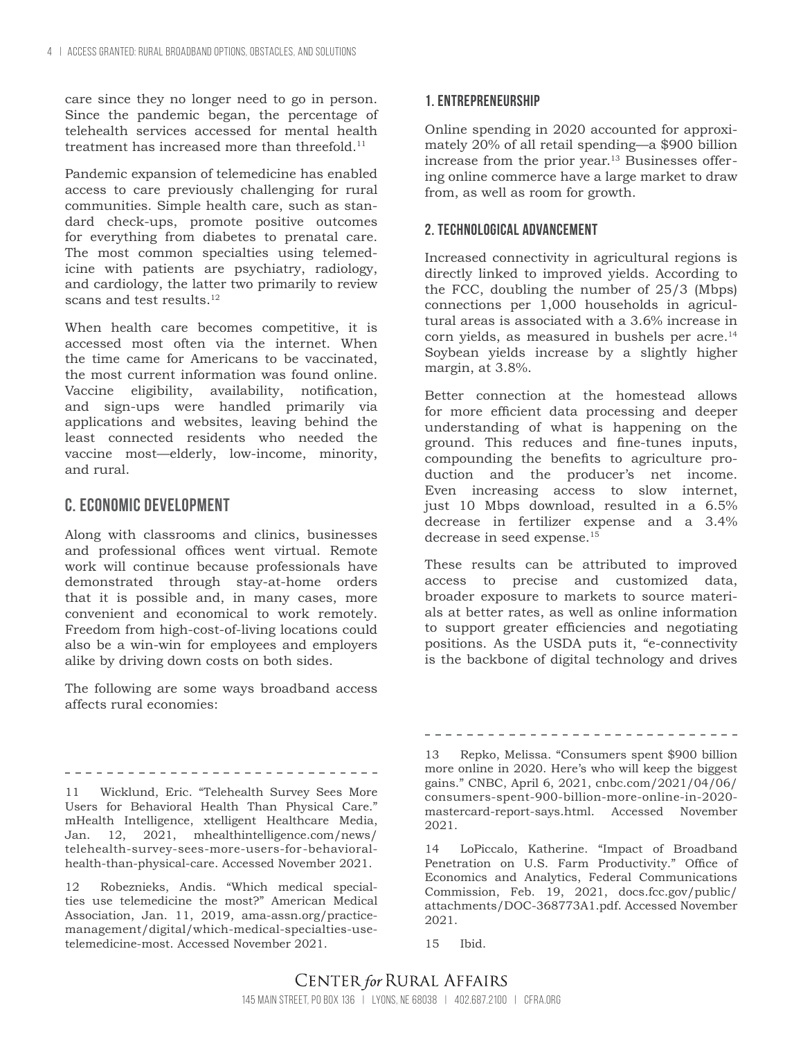care since they no longer need to go in person. Since the pandemic began, the percentage of telehealth services accessed for mental health treatment has increased more than threefold.[11]

Pandemic expansion of telemedicine has enabled access to care previously challenging for rural communities. Simple health care, such as standard check-ups, promote positive outcomes for everything from diabetes to prenatal care. The most common specialties using telemedicine with patients are psychiatry, radiology, and cardiology, the latter two primarily to review scans and test results.[12]

When health care becomes competitive, it is accessed most often via the internet. When the time came for Americans to be vaccinated, the most current information was found online. Vaccine eligibility, availability, notification, and sign-ups were handled primarily via applications and websites, leaving behind the least connected residents who needed the vaccine most—elderly, low-income, minority, and rural.

## C. Economic Development

Along with classrooms and clinics, businesses and professional offices went virtual. Remote work will continue because professionals have demonstrated through stay-at-home orders that it is possible and, in many cases, more convenient and economical to work remotely. Freedom from high-cost-of-living locations could also be a win-win for employees and employers alike by driving down costs on both sides.

The following are some ways broadband access affects rural economies:

### 1. Entrepreneurship

Online spending in 2020 accounted for approximately 20% of all retail spending—a $900 billion increase from the prior year.[13] Businesses offering online commerce have a large market to draw from, as well as room for growth.

### 2. Technological Advancement

Increased connectivity in agricultural regions is directly linked to improved yields. According to the FCC, doubling the number of 25/3 (Mbps) connections per 1,000 households in agricultural areas is associated with a 3.6% increase in corn yields, as measured in bushels per acre.[14] Soybean yields increase by a slightly higher margin, at 3.8%.

Better connection at the homestead allows for more efficient data processing and deeper understanding of what is happening on the ground. This reduces and fine-tunes inputs, compounding the benefits to agriculture production and the producer's net income. Even increasing access to slow internet, just 10 Mbps download, resulted in a 6.5% decrease in fertilizer expense and a 3.4% decrease in seed expense.[15]

These results can be attributed to improved access to precise and customized data, broader exposure to markets to source materials at better rates, as well as online information to support greater efficiencies and negotiating positions. As the USDA puts it, "e-connectivity is the backbone of digital technology and drives

---

11 Wicklund, Eric. "Telehealth Survey Sees More Users for Behavioral Health Than Physical Care." mHealth Intelligence, xtelligent Healthcare Media, Jan. 12, 2021, mhealthintelligence.com/news/telehealth-survey-sees-more-users-for-behavioral-health-than-physical-care. Accessed November 2021.

12 Robeznieks, Andis. "Which medical specialties use telemedicine the most?" American Medical Association, Jan. 11, 2019, ama-assn.org/practice-management/digital/which-medical-specialties-use-telemedicine-most. Accessed November 2021.

13 Repko, Melissa. "Consumers spent $900 billion more online in 2020. Here's who will keep the biggest gains." CNBC, April 6, 2021, cnbc.com/2021/04/06/consumers-spent-900-billion-more-online-in-2020-mastercard-report-says.html. Accessed November 2021.

14 LoPiccalo, Katherine. "Impact of Broadband Penetration on U.S. Farm Productivity." Office of Economics and Analytics, Federal Communications Commission, Feb. 19, 2021, docs.fcc.gov/public/attachments/DOC-368773A1.pdf. Accessed November 2021.

15 Ibid.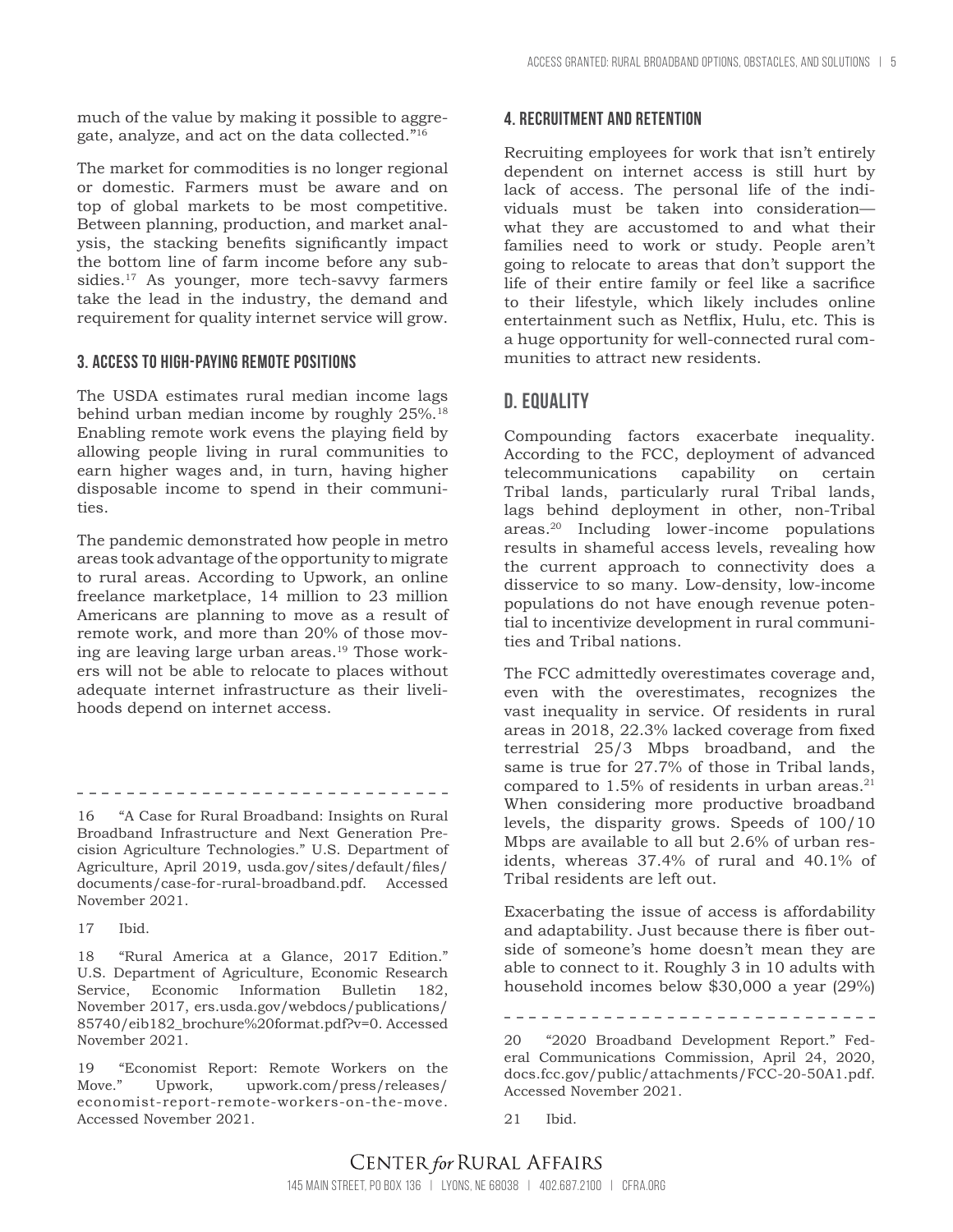much of the value by making it possible to aggregate, analyze, and act on the data collected."[16]

The market for commodities is no longer regional or domestic. Farmers must be aware and on top of global markets to be most competitive. Between planning, production, and market analysis, the stacking benefits significantly impact the bottom line of farm income before any subsidies.[17] As younger, more tech-savvy farmers take the lead in the industry, the demand and requirement for quality internet service will grow.

### 3. Access to high-paying remote positions

The USDA estimates rural median income lags behind urban median income by roughly 25%.[18] Enabling remote work evens the playing field by allowing people living in rural communities to earn higher wages and, in turn, having higher disposable income to spend in their communities.

The pandemic demonstrated how people in metro areas took advantage of the opportunity to migrate to rural areas. According to Upwork, an online freelance marketplace, 14 million to 23 million Americans are planning to move as a result of remote work, and more than 20% of those moving are leaving large urban areas.[19] Those workers will not be able to relocate to places without adequate internet infrastructure as their livelihoods depend on internet access.

### 4. Recruitment and retention

Recruiting employees for work that isn't entirely dependent on internet access is still hurt by lack of access. The personal life of the individuals must be taken into consideration—what they are accustomed to and what their families need to work or study. People aren't going to relocate to areas that don't support the life of their entire family or feel like a sacrifice to their lifestyle, which likely includes online entertainment such as Netflix, Hulu, etc. This is a huge opportunity for well-connected rural communities to attract new residents.

## D. Equality

Compounding factors exacerbate inequality. According to the FCC, deployment of advanced telecommunications capability on certain Tribal lands, particularly rural Tribal lands, lags behind deployment in other, non-Tribal areas.[20] Including lower-income populations results in shameful access levels, revealing how the current approach to connectivity does a disservice to so many. Low-density, low-income populations do not have enough revenue potential to incentivize development in rural communities and Tribal nations.

The FCC admittedly overestimates coverage and, even with the overestimates, recognizes the vast inequality in service. Of residents in rural areas in 2018, 22.3% lacked coverage from fixed terrestrial 25/3 Mbps broadband, and the same is true for 27.7% of those in Tribal lands, compared to 1.5% of residents in urban areas.[21] When considering more productive broadband levels, the disparity grows. Speeds of 100/10 Mbps are available to all but 2.6% of urban residents, whereas 37.4% of rural and 40.1% of Tribal residents are left out.

Exacerbating the issue of access is affordability and adaptability. Just because there is fiber outside of someone's home doesn't mean they are able to connect to it. Roughly 3 in 10 adults with household incomes below $30,000 a year (29%)

---

16 "A Case for Rural Broadband: Insights on Rural Broadband Infrastructure and Next Generation Precision Agriculture Technologies." U.S. Department of Agriculture, April 2019, usda.gov/sites/default/files/documents/case-for-rural-broadband.pdf. Accessed November 2021.

17 Ibid.

18 "Rural America at a Glance, 2017 Edition." U.S. Department of Agriculture, Economic Research Service, Economic Information Bulletin 182, November 2017, ers.usda.gov/webdocs/publications/85740/eib182_brochure%20format.pdf?v=0. Accessed November 2021.

19 "Economist Report: Remote Workers on the Move." Upwork, upwork.com/press/releases/economist-report-remote-workers-on-the-move. Accessed November 2021.

20 "2020 Broadband Development Report." Federal Communications Commission, April 24, 2020, docs.fcc.gov/public/attachments/FCC-20-50A1.pdf. Accessed November 2021.

21 Ibid.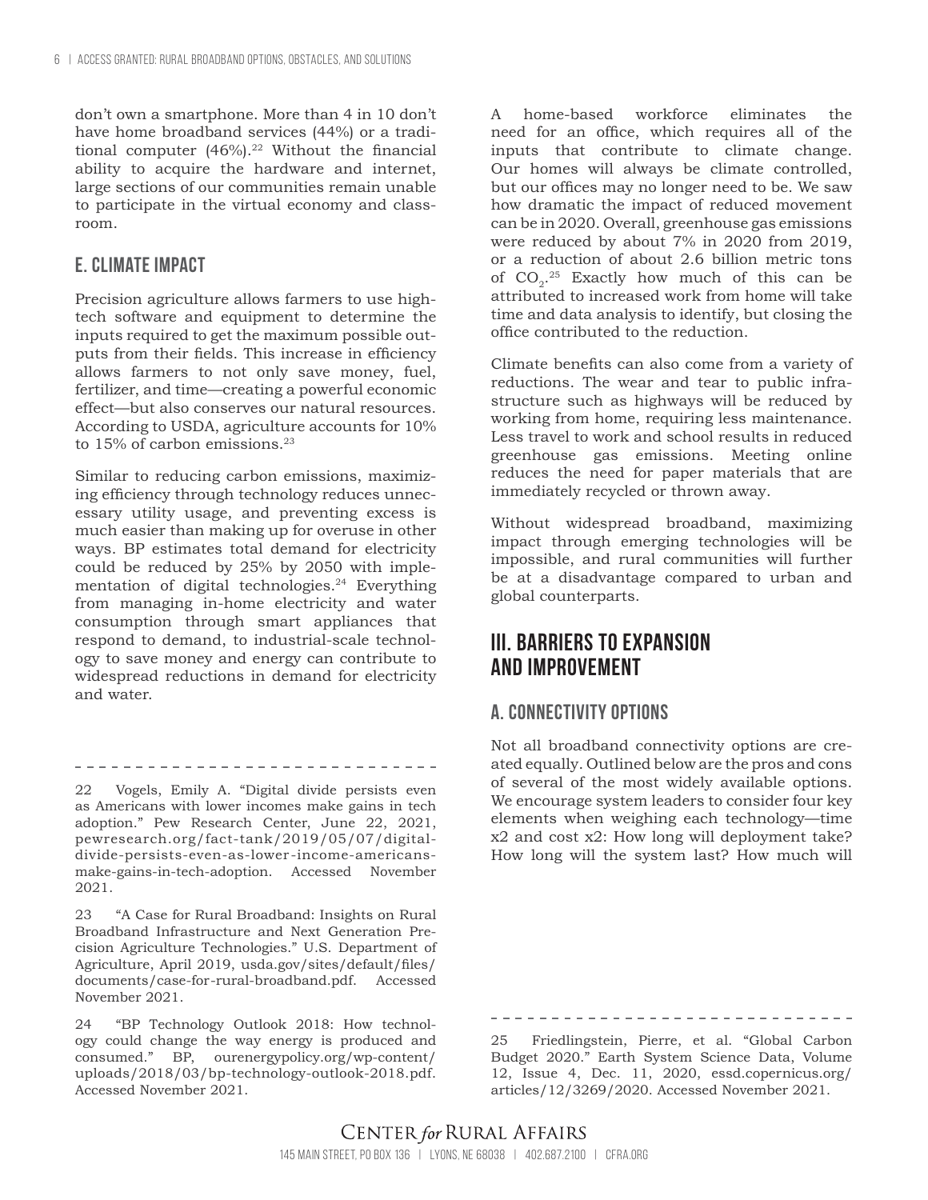don't own a smartphone. More than 4 in 10 don't have home broadband services (44%) or a traditional computer (46%).[22] Without the financial ability to acquire the hardware and internet, large sections of our communities remain unable to participate in the virtual economy and classroom.

## E. Climate Impact

Precision agriculture allows farmers to use high-tech software and equipment to determine the inputs required to get the maximum possible outputs from their fields. This increase in efficiency allows farmers to not only save money, fuel, fertilizer, and time—creating a powerful economic effect—but also conserves our natural resources. According to USDA, agriculture accounts for 10% to 15% of carbon emissions.[23]

Similar to reducing carbon emissions, maximizing efficiency through technology reduces unnecessary utility usage, and preventing excess is much easier than making up for overuse in other ways. BP estimates total demand for electricity could be reduced by 25% by 2050 with implementation of digital technologies.[24] Everything from managing in-home electricity and water consumption through smart appliances that respond to demand, to industrial-scale technology to save money and energy can contribute to widespread reductions in demand for electricity and water.

A home-based workforce eliminates the need for an office, which requires all of the inputs that contribute to climate change. Our homes will always be climate controlled, but our offices may no longer need to be. We saw how dramatic the impact of reduced movement can be in 2020. Overall, greenhouse gas emissions were reduced by about 7% in 2020 from 2019, or a reduction of about 2.6 billion metric tons of $CO_2$.[25] Exactly how much of this can be attributed to increased work from home will take time and data analysis to identify, but closing the office contributed to the reduction.

Climate benefits can also come from a variety of reductions. The wear and tear to public infrastructure such as highways will be reduced by working from home, requiring less maintenance. Less travel to work and school results in reduced greenhouse gas emissions. Meeting online reduces the need for paper materials that are immediately recycled or thrown away.

Without widespread broadband, maximizing impact through emerging technologies will be impossible, and rural communities will further be at a disadvantage compared to urban and global counterparts.

# III. Barriers to Expansion and Improvement

## A. Connectivity Options

Not all broadband connectivity options are created equally. Outlined below are the pros and cons of several of the most widely available options. We encourage system leaders to consider four key elements when weighing each technology—time x2 and cost x2: How long will deployment take? How long will the system last? How much will

---

22 Vogels, Emily A. "Digital divide persists even as Americans with lower incomes make gains in tech adoption." Pew Research Center, June 22, 2021, pewresearch.org/fact-tank/2019/05/07/digital-divide-persists-even-as-lower-income-americans-make-gains-in-tech-adoption. Accessed November 2021.

23 "A Case for Rural Broadband: Insights on Rural Broadband Infrastructure and Next Generation Precision Agriculture Technologies." U.S. Department of Agriculture, April 2019, usda.gov/sites/default/files/documents/case-for-rural-broadband.pdf. Accessed November 2021.

24 "BP Technology Outlook 2018: How technology could change the way energy is produced and consumed." BP, ourenergypolicy.org/wp-content/uploads/2018/03/bp-technology-outlook-2018.pdf. Accessed November 2021.

25 Friedlingstein, Pierre, et al. "Global Carbon Budget 2020." Earth System Science Data, Volume 12, Issue 4, Dec. 11, 2020, essd.copernicus.org/articles/12/3269/2020. Accessed November 2021.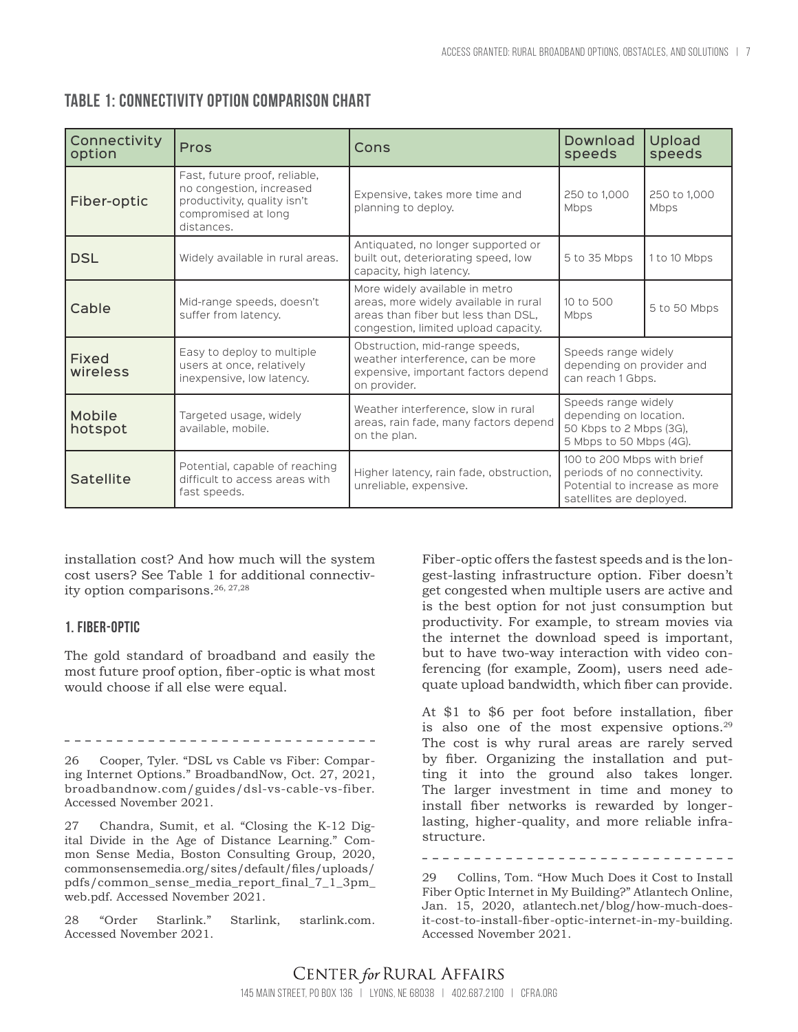## TABLE 1: CONNECTIVITY OPTION COMPARISON CHART

| Connectivity option | Pros | Cons | Download speeds | Upload speeds |
|---|---|---|---|---|
| Fiber-optic | Fast, future proof, reliable, no congestion, increased productivity, quality isn't compromised at long distances. | Expensive, takes more time and planning to deploy. | 250 to 1,000 Mbps | 250 to 1,000 Mbps |
| DSL | Widely available in rural areas. | Antiquated, no longer supported or built out, deteriorating speed, low capacity, high latency. | 5 to 35 Mbps | 1 to 10 Mbps |
| Cable | Mid-range speeds, doesn't suffer from latency. | More widely available in metro areas, more widely available in rural areas than fiber but less than DSL, congestion, limited upload capacity. | 10 to 500 Mbps | 5 to 50 Mbps |
| Fixed wireless | Easy to deploy to multiple users at once, relatively inexpensive, low latency. | Obstruction, mid-range speeds, weather interference, can be more expensive, important factors depend on provider. | Speeds range widely depending on provider and can reach 1 Gbps. | |
| Mobile hotspot | Targeted usage, widely available, mobile. | Weather interference, slow in rural areas, rain fade, many factors depend on the plan. | Speeds range widely depending on location. 50 Kbps to 2 Mbps (3G), 5 Mbps to 50 Mbps (4G). | |
| Satellite | Potential, capable of reaching difficult to access areas with fast speeds. | Higher latency, rain fade, obstruction, unreliable, expensive. | 100 to 200 Mbps with brief periods of no connectivity. Potential to increase as more satellites are deployed. | |

installation cost? And how much will the system cost users? See Table 1 for additional connectivity option comparisons.[26, 27,28]

### 1. FIBER-OPTIC

The gold standard of broadband and easily the most future proof option, fiber-optic is what most would choose if all else were equal.

Fiber-optic offers the fastest speeds and is the longest-lasting infrastructure option. Fiber doesn't get congested when multiple users are active and is the best option for not just consumption but productivity. For example, to stream movies via the internet the download speed is important, but to have two-way interaction with video conferencing (for example, Zoom), users need adequate upload bandwidth, which fiber can provide.

At $1 to $6 per foot before installation, fiber is also one of the most expensive options.[29] The cost is why rural areas are rarely served by fiber. Organizing the installation and putting it into the ground also takes longer. The larger investment in time and money to install fiber networks is rewarded by longer-lasting, higher-quality, and more reliable infrastructure.

---

26 Cooper, Tyler. "DSL vs Cable vs Fiber: Comparing Internet Options." BroadbandNow, Oct. 27, 2021, broadbandnow.com/guides/dsl-vs-cable-vs-fiber. Accessed November 2021.

27 Chandra, Sumit, et al. "Closing the K-12 Digital Divide in the Age of Distance Learning." Common Sense Media, Boston Consulting Group, 2020, commonsensemedia.org/sites/default/files/uploads/pdfs/common_sense_media_report_final_7_1_3pm_web.pdf. Accessed November 2021.

28 "Order Starlink." Starlink, starlink.com. Accessed November 2021.

29 Collins, Tom. "How Much Does it Cost to Install Fiber Optic Internet in My Building?" Atlantech Online, Jan. 15, 2020, atlantech.net/blog/how-much-does-it-cost-to-install-fiber-optic-internet-in-my-building. Accessed November 2021.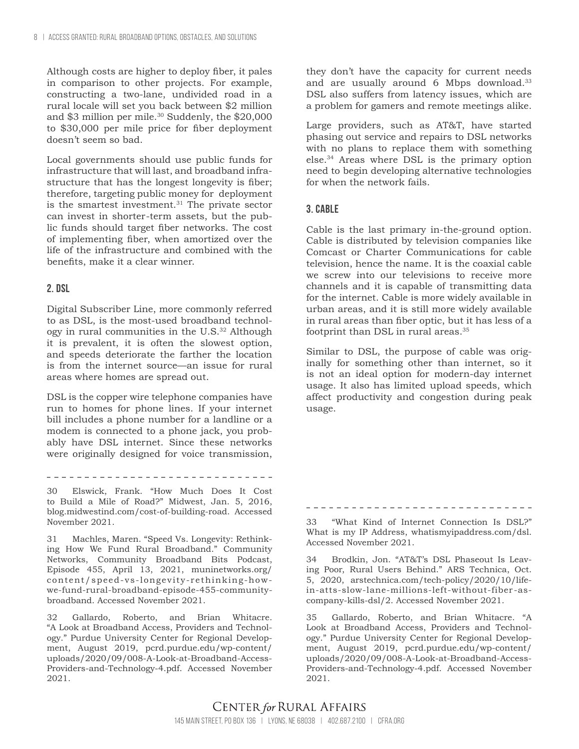Although costs are higher to deploy fiber, it pales in comparison to other projects. For example, constructing a two-lane, undivided road in a rural locale will set you back between $2 million and $3 million per mile.[30] Suddenly, the $20,000 to $30,000 per mile price for fiber deployment doesn't seem so bad.

Local governments should use public funds for infrastructure that will last, and broadband infrastructure that has the longest longevity is fiber; therefore, targeting public money for deployment is the smartest investment.[31] The private sector can invest in shorter-term assets, but the public funds should target fiber networks. The cost of implementing fiber, when amortized over the life of the infrastructure and combined with the benefits, make it a clear winner.

### 2. DSL

Digital Subscriber Line, more commonly referred to as DSL, is the most-used broadband technology in rural communities in the U.S.[32] Although it is prevalent, it is often the slowest option, and speeds deteriorate the farther the location is from the internet source—an issue for rural areas where homes are spread out.

DSL is the copper wire telephone companies have run to homes for phone lines. If your internet bill includes a phone number for a landline or a modem is connected to a phone jack, you probably have DSL internet. Since these networks were originally designed for voice transmission, they don't have the capacity for current needs and are usually around 6 Mbps download.[33] DSL also suffers from latency issues, which are a problem for gamers and remote meetings alike.

Large providers, such as AT&T, have started phasing out service and repairs to DSL networks with no plans to replace them with something else.[34] Areas where DSL is the primary option need to begin developing alternative technologies for when the network fails.

### 3. Cable

Cable is the last primary in-the-ground option. Cable is distributed by television companies like Comcast or Charter Communications for cable television, hence the name. It is the coaxial cable we screw into our televisions to receive more channels and it is capable of transmitting data for the internet. Cable is more widely available in urban areas, and it is still more widely available in rural areas than fiber optic, but it has less of a footprint than DSL in rural areas.[35]

Similar to DSL, the purpose of cable was originally for something other than internet, so it is not an ideal option for modern-day internet usage. It also has limited upload speeds, which affect productivity and congestion during peak usage.

---

30 Elswick, Frank. "How Much Does It Cost to Build a Mile of Road?" Midwest, Jan. 5, 2016, blog.midwestind.com/cost-of-building-road. Accessed November 2021.

31 Machles, Maren. "Speed Vs. Longevity: Rethinking How We Fund Rural Broadband." Community Networks, Community Broadband Bits Podcast, Episode 455, April 13, 2021, muninetworks.org/content/speed-vs-longevity-rethinking-how-we-fund-rural-broadband-episode-455-community-broadband. Accessed November 2021.

32 Gallardo, Roberto, and Brian Whitacre. "A Look at Broadband Access, Providers and Technology." Purdue University Center for Regional Development, August 2019, pcrd.purdue.edu/wp-content/uploads/2020/09/008-A-Look-at-Broadband-Access-Providers-and-Technology-4.pdf. Accessed November 2021.

33 "What Kind of Internet Connection Is DSL?" What is my IP Address, whatismyipaddress.com/dsl. Accessed November 2021.

34 Brodkin, Jon. "AT&T's DSL Phaseout Is Leaving Poor, Rural Users Behind." ARS Technica, Oct. 5, 2020, arstechnica.com/tech-policy/2020/10/life-in-atts-slow-lane-millions-left-without-fiber-as-company-kills-dsl/2. Accessed November 2021.

35 Gallardo, Roberto, and Brian Whitacre. "A Look at Broadband Access, Providers and Technology." Purdue University Center for Regional Development, August 2019, pcrd.purdue.edu/wp-content/uploads/2020/09/008-A-Look-at-Broadband-Access-Providers-and-Technology-4.pdf. Accessed November 2021.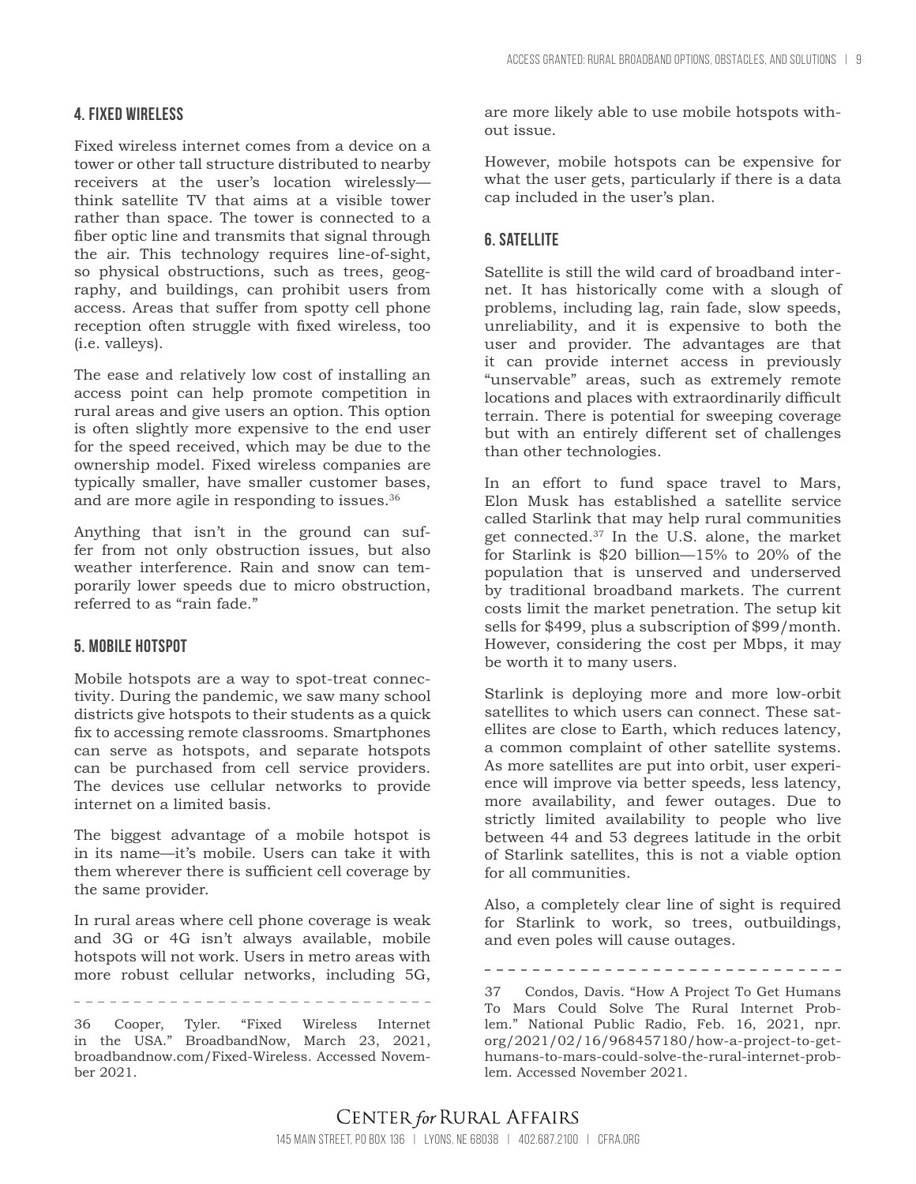## 4. FIXED WIRELESS

Fixed wireless internet comes from a device on a tower or other tall structure distributed to nearby receivers at the user's location wirelessly—think satellite TV that aims at a visible tower rather than space. The tower is connected to a fiber optic line and transmits that signal through the air. This technology requires line-of-sight, so physical obstructions, such as trees, geography, and buildings, can prohibit users from access. Areas that suffer from spotty cell phone reception often struggle with fixed wireless, too (i.e. valleys).

The ease and relatively low cost of installing an access point can help promote competition in rural areas and give users an option. This option is often slightly more expensive to the end user for the speed received, which may be due to the ownership model. Fixed wireless companies are typically smaller, have smaller customer bases, and are more agile in responding to issues.[36]

Anything that isn't in the ground can suffer from not only obstruction issues, but also weather interference. Rain and snow can temporarily lower speeds due to micro obstruction, referred to as "rain fade."

## 5. MOBILE HOTSPOT

Mobile hotspots are a way to spot-treat connectivity. During the pandemic, we saw many school districts give hotspots to their students as a quick fix to accessing remote classrooms. Smartphones can serve as hotspots, and separate hotspots can be purchased from cell service providers. The devices use cellular networks to provide internet on a limited basis.

The biggest advantage of a mobile hotspot is in its name—it's mobile. Users can take it with them wherever there is sufficient cell coverage by the same provider.

In rural areas where cell phone coverage is weak and 3G or 4G isn't always available, mobile hotspots will not work. Users in metro areas with more robust cellular networks, including 5G, are more likely able to use mobile hotspots without issue.

However, mobile hotspots can be expensive for what the user gets, particularly if there is a data cap included in the user's plan.

## 6. SATELLITE

Satellite is still the wild card of broadband internet. It has historically come with a slough of problems, including lag, rain fade, slow speeds, unreliability, and it is expensive to both the user and provider. The advantages are that it can provide internet access in previously "unservable" areas, such as extremely remote locations and places with extraordinarily difficult terrain. There is potential for sweeping coverage but with an entirely different set of challenges than other technologies.

In an effort to fund space travel to Mars, Elon Musk has established a satellite service called Starlink that may help rural communities get connected.[37] In the U.S. alone, the market for Starlink is $20 billion—15% to 20% of the population that is unserved and underserved by traditional broadband markets. The current costs limit the market penetration. The setup kit sells for $499, plus a subscription of $99/month. However, considering the cost per Mbps, it may be worth it to many users.

Starlink is deploying more and more low-orbit satellites to which users can connect. These satellites are close to Earth, which reduces latency, a common complaint of other satellite systems. As more satellites are put into orbit, user experience will improve via better speeds, less latency, more availability, and fewer outages. Due to strictly limited availability to people who live between 44 and 53 degrees latitude in the orbit of Starlink satellites, this is not a viable option for all communities.

Also, a completely clear line of sight is required for Starlink to work, so trees, outbuildings, and even poles will cause outages.

---

36 Cooper, Tyler. "Fixed Wireless Internet in the USA." BroadbandNow, March 23, 2021, broadbandnow.com/Fixed-Wireless. Accessed November 2021.

37 Condos, Davis. "How A Project To Get Humans To Mars Could Solve The Rural Internet Problem." National Public Radio, Feb. 16, 2021, npr.org/2021/02/16/968457180/how-a-project-to-get-humans-to-mars-could-solve-the-rural-internet-problem. Accessed November 2021.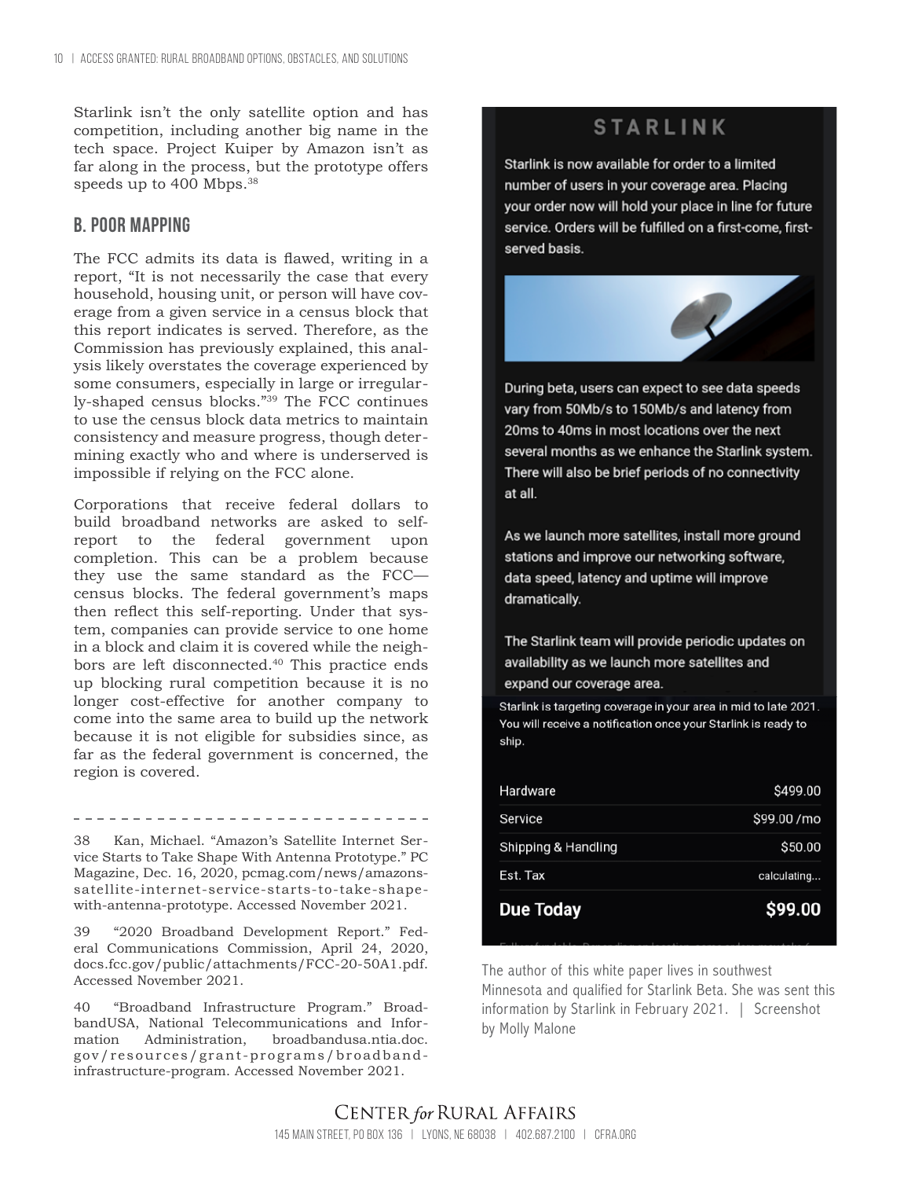Starlink isn't the only satellite option and has competition, including another big name in the tech space. Project Kuiper by Amazon isn't as far along in the process, but the prototype offers speeds up to 400 Mbps.[38]

## B. POOR MAPPING

The FCC admits its data is flawed, writing in a report, "It is not necessarily the case that every household, housing unit, or person will have coverage from a given service in a census block that this report indicates is served. Therefore, as the Commission has previously explained, this analysis likely overstates the coverage experienced by some consumers, especially in large or irregularly-shaped census blocks."[39] The FCC continues to use the census block data metrics to maintain consistency and measure progress, though determining exactly who and where is underserved is impossible if relying on the FCC alone.

Corporations that receive federal dollars to build broadband networks are asked to self-report to the federal government upon completion. This can be a problem because they use the same standard as the FCC—census blocks. The federal government's maps then reflect this self-reporting. Under that system, companies can provide service to one home in a block and claim it is covered while the neighbors are left disconnected.[40] This practice ends up blocking rural competition because it is no longer cost-effective for another company to come into the same area to build up the network because it is not eligible for subsidies since, as far as the federal government is concerned, the region is covered.

**STARLINK**

Starlink is now available for order to a limited number of users in your coverage area. Placing your order now will hold your place in line for future service. Orders will be fulfilled on a first-come, first-served basis.

During beta, users can expect to see data speeds vary from 50Mb/s to 150Mb/s and latency from 20ms to 40ms in most locations over the next several months as we enhance the Starlink system. There will also be brief periods of no connectivity at all.

As we launch more satellites, install more ground stations and improve our networking software, data speed, latency and uptime will improve dramatically.

The Starlink team will provide periodic updates on availability as we launch more satellites and expand our coverage area.

Starlink is targeting coverage in your area in mid to late 2021. You will receive a notification once your Starlink is ready to ship.

| | |
|---|---|
| Hardware | $499.00 |
| Service | $99.00 /mo |
| Shipping & Handling | $50.00 |
| Est. Tax | calculating... |
| **Due Today** | **$99.00** |

The author of this white paper lives in southwest Minnesota and qualified for Starlink Beta. She was sent this information by Starlink in February 2021. | Screenshot by Molly Malone

---

38 Kan, Michael. "Amazon's Satellite Internet Service Starts to Take Shape With Antenna Prototype." PC Magazine, Dec. 16, 2020, pcmag.com/news/amazons-satellite-internet-service-starts-to-take-shape-with-antenna-prototype. Accessed November 2021.

39 "2020 Broadband Development Report." Federal Communications Commission, April 24, 2020, docs.fcc.gov/public/attachments/FCC-20-50A1.pdf. Accessed November 2021.

40 "Broadband Infrastructure Program." BroadbandUSA, National Telecommunications and Information Administration, broadbandusa.ntia.doc.gov/resources/grant-programs/broadband-infrastructure-program. Accessed November 2021.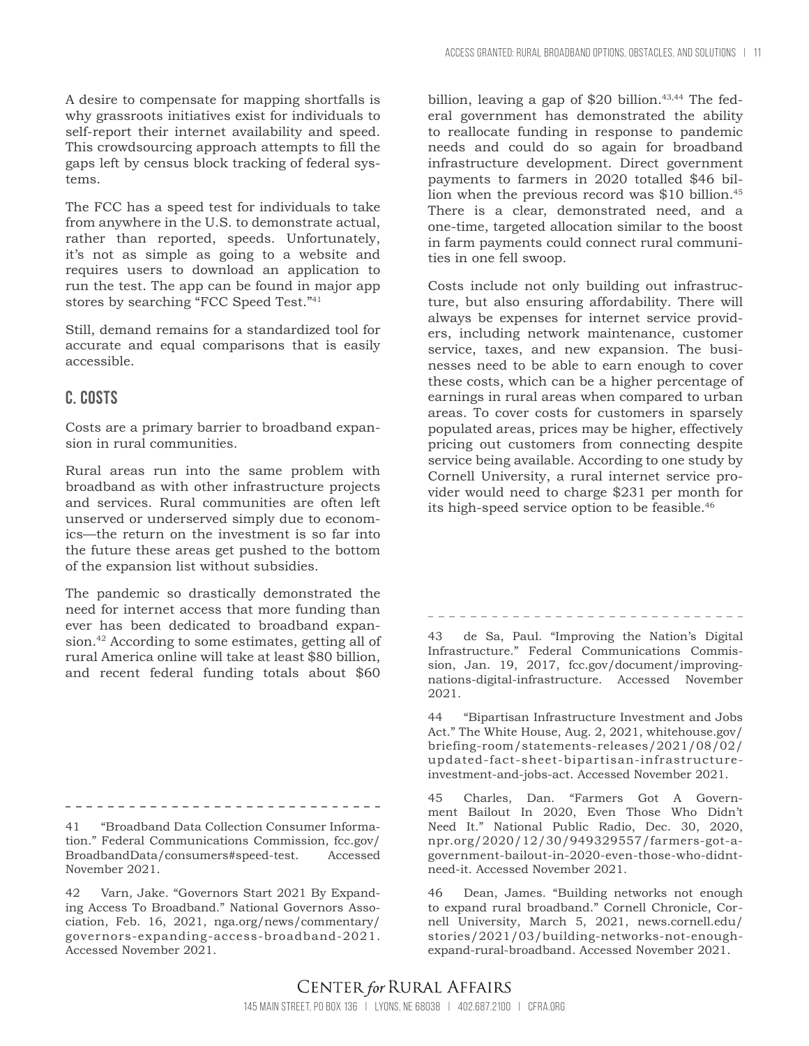A desire to compensate for mapping shortfalls is why grassroots initiatives exist for individuals to self-report their internet availability and speed. This crowdsourcing approach attempts to fill the gaps left by census block tracking of federal systems.

The FCC has a speed test for individuals to take from anywhere in the U.S. to demonstrate actual, rather than reported, speeds. Unfortunately, it's not as simple as going to a website and requires users to download an application to run the test. The app can be found in major app stores by searching "FCC Speed Test."[41]

Still, demand remains for a standardized tool for accurate and equal comparisons that is easily accessible.

## C. Costs

Costs are a primary barrier to broadband expansion in rural communities.

Rural areas run into the same problem with broadband as with other infrastructure projects and services. Rural communities are often left unserved or underserved simply due to economics—the return on the investment is so far into the future these areas get pushed to the bottom of the expansion list without subsidies.

The pandemic so drastically demonstrated the need for internet access that more funding than ever has been dedicated to broadband expansion.[42] According to some estimates, getting all of rural America online will take at least $80 billion, and recent federal funding totals about $60 billion, leaving a gap of $20 billion.[43,44] The federal government has demonstrated the ability to reallocate funding in response to pandemic needs and could do so again for broadband infrastructure development. Direct government payments to farmers in 2020 totalled $46 billion when the previous record was $10 billion.[45] There is a clear, demonstrated need, and a one-time, targeted allocation similar to the boost in farm payments could connect rural communities in one fell swoop.

Costs include not only building out infrastructure, but also ensuring affordability. There will always be expenses for internet service providers, including network maintenance, customer service, taxes, and new expansion. The businesses need to be able to earn enough to cover these costs, which can be a higher percentage of earnings in rural areas when compared to urban areas. To cover costs for customers in sparsely populated areas, prices may be higher, effectively pricing out customers from connecting despite service being available. According to one study by Cornell University, a rural internet service provider would need to charge $231 per month for its high-speed service option to be feasible.[46]

---

41 "Broadband Data Collection Consumer Information." Federal Communications Commission, fcc.gov/BroadbandData/consumers#speed-test. Accessed November 2021.

42 Varn, Jake. "Governors Start 2021 By Expanding Access To Broadband." National Governors Association, Feb. 16, 2021, nga.org/news/commentary/governors-expanding-access-broadband-2021. Accessed November 2021.

43 de Sa, Paul. "Improving the Nation's Digital Infrastructure." Federal Communications Commission, Jan. 19, 2017, fcc.gov/document/improving-nations-digital-infrastructure. Accessed November 2021.

44 "Bipartisan Infrastructure Investment and Jobs Act." The White House, Aug. 2, 2021, whitehouse.gov/briefing-room/statements-releases/2021/08/02/updated-fact-sheet-bipartisan-infrastructure-investment-and-jobs-act. Accessed November 2021.

45 Charles, Dan. "Farmers Got A Government Bailout In 2020, Even Those Who Didn't Need It." National Public Radio, Dec. 30, 2020, npr.org/2020/12/30/949329557/farmers-got-a-government-bailout-in-2020-even-those-who-didnt-need-it. Accessed November 2021.

46 Dean, James. "Building networks not enough to expand rural broadband." Cornell Chronicle, Cornell University, March 5, 2021, news.cornell.edu/stories/2021/03/building-networks-not-enough-expand-rural-broadband. Accessed November 2021.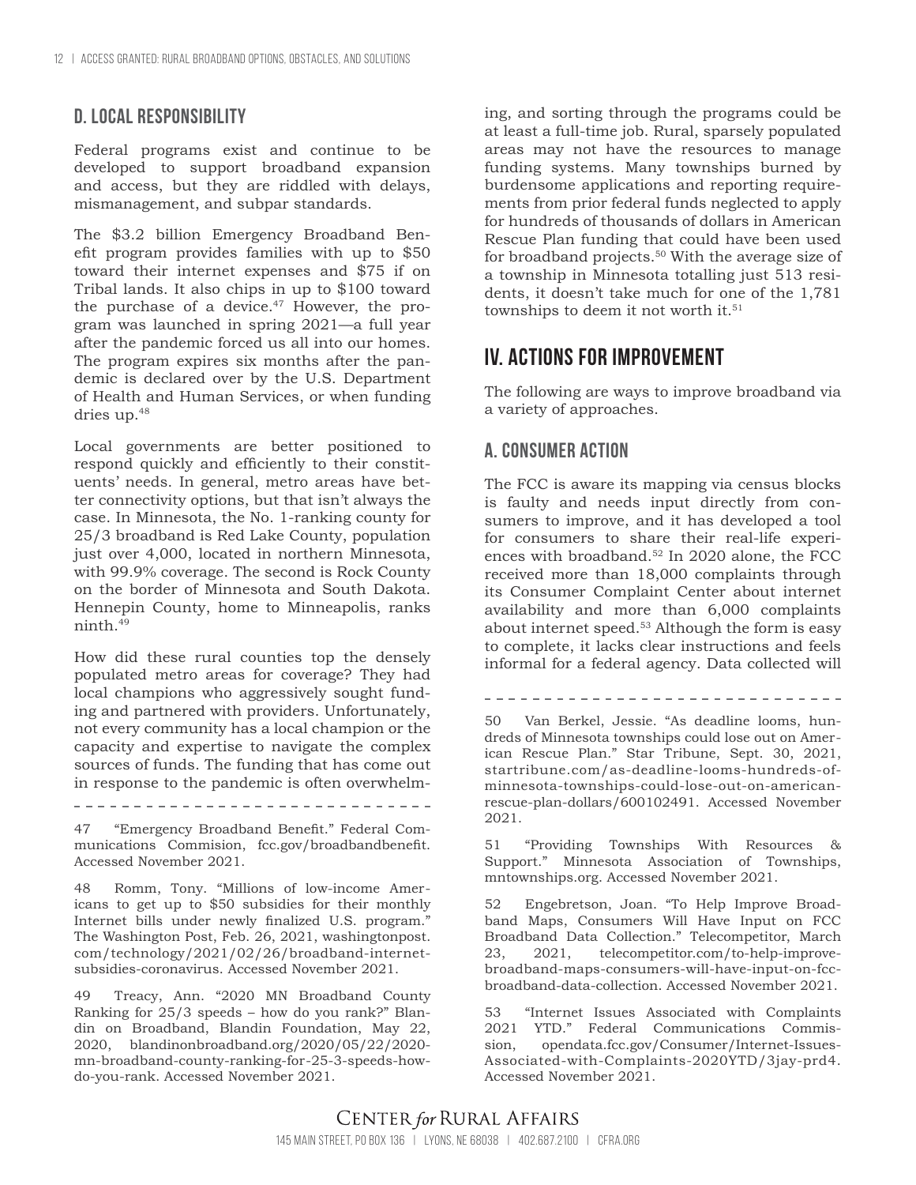## D. Local Responsibility

Federal programs exist and continue to be developed to support broadband expansion and access, but they are riddled with delays, mismanagement, and subpar standards.

The $3.2 billion Emergency Broadband Benefit program provides families with up to $50 toward their internet expenses and $75 if on Tribal lands. It also chips in up to $100 toward the purchase of a device.[47] However, the program was launched in spring 2021—a full year after the pandemic forced us all into our homes. The program expires six months after the pandemic is declared over by the U.S. Department of Health and Human Services, or when funding dries up.[48]

Local governments are better positioned to respond quickly and efficiently to their constituents' needs. In general, metro areas have better connectivity options, but that isn't always the case. In Minnesota, the No. 1-ranking county for 25/3 broadband is Red Lake County, population just over 4,000, located in northern Minnesota, with 99.9% coverage. The second is Rock County on the border of Minnesota and South Dakota. Hennepin County, home to Minneapolis, ranks ninth.[49]

How did these rural counties top the densely populated metro areas for coverage? They had local champions who aggressively sought funding and partnered with providers. Unfortunately, not every community has a local champion or the capacity and expertise to navigate the complex sources of funds. The funding that has come out in response to the pandemic is often overwhelming, and sorting through the programs could be at least a full-time job. Rural, sparsely populated areas may not have the resources to manage funding systems. Many townships burned by burdensome applications and reporting requirements from prior federal funds neglected to apply for hundreds of thousands of dollars in American Rescue Plan funding that could have been used for broadband projects.[50] With the average size of a township in Minnesota totalling just 513 residents, it doesn't take much for one of the 1,781 townships to deem it not worth it.[51]

# IV. Actions for Improvement

The following are ways to improve broadband via a variety of approaches.

## A. Consumer Action

The FCC is aware its mapping via census blocks is faulty and needs input directly from consumers to improve, and it has developed a tool for consumers to share their real-life experiences with broadband.[52] In 2020 alone, the FCC received more than 18,000 complaints through its Consumer Complaint Center about internet availability and more than 6,000 complaints about internet speed.[53] Although the form is easy to complete, it lacks clear instructions and feels informal for a federal agency. Data collected will

---

47 "Emergency Broadband Benefit." Federal Communications Commision, fcc.gov/broadbandbenefit. Accessed November 2021.

48 Romm, Tony. "Millions of low-income Americans to get up to $50 subsidies for their monthly Internet bills under newly finalized U.S. program." The Washington Post, Feb. 26, 2021, washingtonpost.com/technology/2021/02/26/broadband-internet-subsidies-coronavirus. Accessed November 2021.

49 Treacy, Ann. "2020 MN Broadband County Ranking for 25/3 speeds – how do you rank?" Blandin on Broadband, Blandin Foundation, May 22, 2020, blandinonbroadband.org/2020/05/22/2020-mn-broadband-county-ranking-for-25-3-speeds-how-do-you-rank. Accessed November 2021.

50 Van Berkel, Jessie. "As deadline looms, hundreds of Minnesota townships could lose out on American Rescue Plan." Star Tribune, Sept. 30, 2021, startribune.com/as-deadline-looms-hundreds-of-minnesota-townships-could-lose-out-on-american-rescue-plan-dollars/600102491. Accessed November 2021.

51 "Providing Townships With Resources & Support." Minnesota Association of Townships, mntownships.org. Accessed November 2021.

52 Engebretson, Joan. "To Help Improve Broadband Maps, Consumers Will Have Input on FCC Broadband Data Collection." Telecompetitor, March 23, 2021, telecompetitor.com/to-help-improve-broadband-maps-consumers-will-have-input-on-fcc-broadband-data-collection. Accessed November 2021.

53 "Internet Issues Associated with Complaints 2021 YTD." Federal Communications Commission, opendata.fcc.gov/Consumer/Internet-Issues-Associated-with-Complaints-2020YTD/3jay-prd4. Accessed November 2021.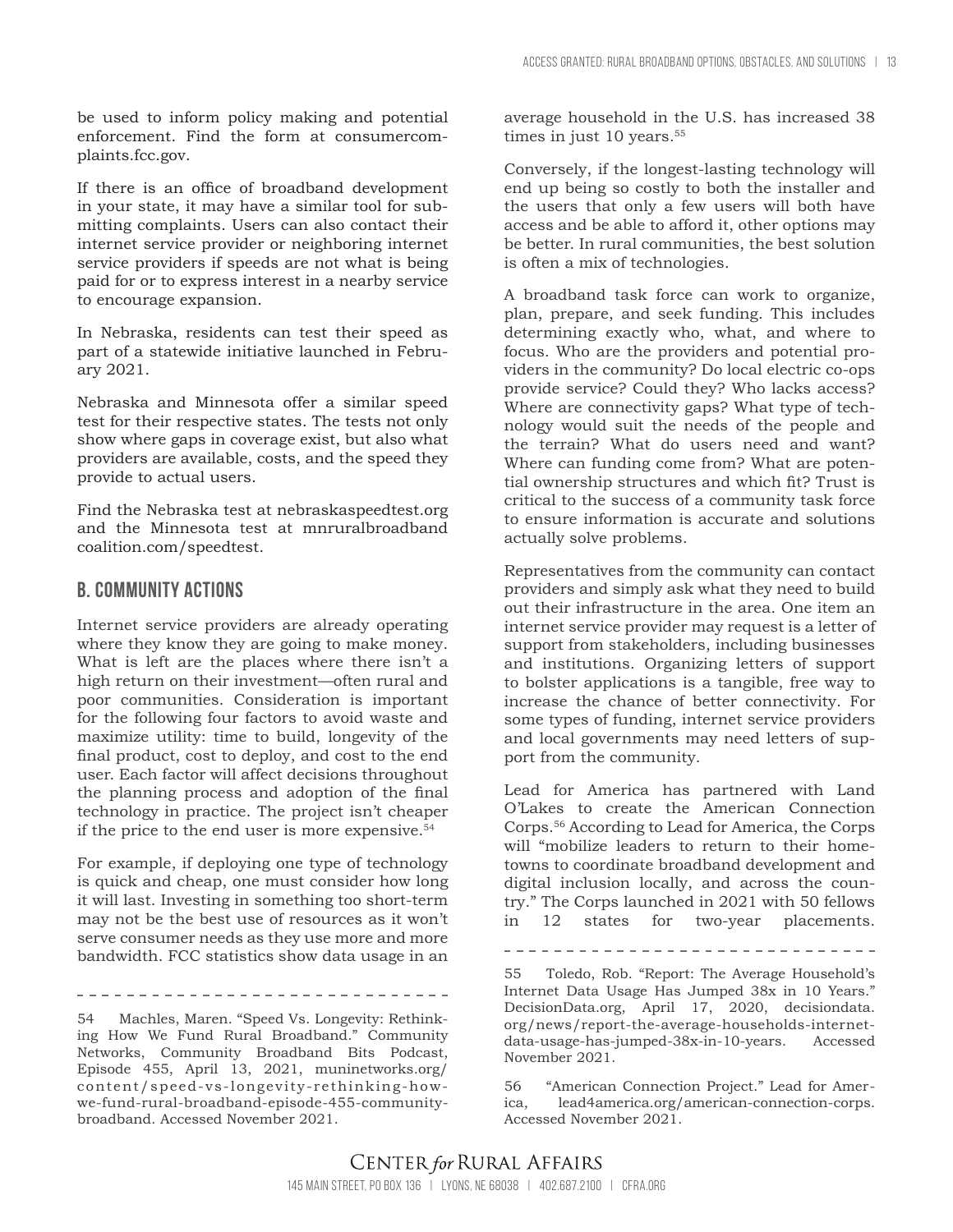be used to inform policy making and potential enforcement. Find the form at consumercomplaints.fcc.gov.

If there is an office of broadband development in your state, it may have a similar tool for submitting complaints. Users can also contact their internet service provider or neighboring internet service providers if speeds are not what is being paid for or to express interest in a nearby service to encourage expansion.

In Nebraska, residents can test their speed as part of a statewide initiative launched in February 2021.

Nebraska and Minnesota offer a similar speed test for their respective states. The tests not only show where gaps in coverage exist, but also what providers are available, costs, and the speed they provide to actual users.

Find the Nebraska test at nebraskaspeedtest.org and the Minnesota test at mnruralbroadband coalition.com/speedtest.

## B. Community Actions

Internet service providers are already operating where they know they are going to make money. What is left are the places where there isn't a high return on their investment—often rural and poor communities. Consideration is important for the following four factors to avoid waste and maximize utility: time to build, longevity of the final product, cost to deploy, and cost to the end user. Each factor will affect decisions throughout the planning process and adoption of the final technology in practice. The project isn't cheaper if the price to the end user is more expensive.[54]

For example, if deploying one type of technology is quick and cheap, one must consider how long it will last. Investing in something too short-term may not be the best use of resources as it won't serve consumer needs as they use more and more bandwidth. FCC statistics show data usage in an average household in the U.S. has increased 38 times in just 10 years.[55]

Conversely, if the longest-lasting technology will end up being so costly to both the installer and the users that only a few users will both have access and be able to afford it, other options may be better. In rural communities, the best solution is often a mix of technologies.

A broadband task force can work to organize, plan, prepare, and seek funding. This includes determining exactly who, what, and where to focus. Who are the providers and potential providers in the community? Do local electric co-ops provide service? Could they? Who lacks access? Where are connectivity gaps? What type of technology would suit the needs of the people and the terrain? What do users need and want? Where can funding come from? What are potential ownership structures and which fit? Trust is critical to the success of a community task force to ensure information is accurate and solutions actually solve problems.

Representatives from the community can contact providers and simply ask what they need to build out their infrastructure in the area. One item an internet service provider may request is a letter of support from stakeholders, including businesses and institutions. Organizing letters of support to bolster applications is a tangible, free way to increase the chance of better connectivity. For some types of funding, internet service providers and local governments may need letters of support from the community.

Lead for America has partnered with Land O'Lakes to create the American Connection Corps.[56] According to Lead for America, the Corps will "mobilize leaders to return to their hometowns to coordinate broadband development and digital inclusion locally, and across the country." The Corps launched in 2021 with 50 fellows in 12 states for two-year placements.

---

54 Machles, Maren. "Speed Vs. Longevity: Rethinking How We Fund Rural Broadband." Community Networks, Community Broadband Bits Podcast, Episode 455, April 13, 2021, muninetworks.org/content/speed-vs-longevity-rethinking-how-we-fund-rural-broadband-episode-455-community-broadband. Accessed November 2021.

55 Toledo, Rob. "Report: The Average Household's Internet Data Usage Has Jumped 38x in 10 Years." DecisionData.org, April 17, 2020, decisiondata.org/news/report-the-average-households-internet-data-usage-has-jumped-38x-in-10-years. Accessed November 2021.

56 "American Connection Project." Lead for America, lead4america.org/american-connection-corps. Accessed November 2021.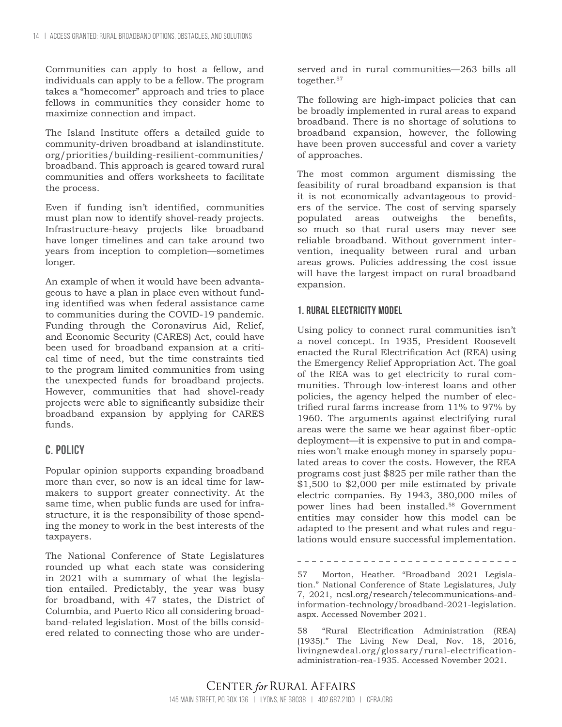Communities can apply to host a fellow, and individuals can apply to be a fellow. The program takes a "homecomer" approach and tries to place fellows in communities they consider home to maximize connection and impact.

The Island Institute offers a detailed guide to community-driven broadband at islandinstitute.org/priorities/building-resilient-communities/broadband. This approach is geared toward rural communities and offers worksheets to facilitate the process.

Even if funding isn't identified, communities must plan now to identify shovel-ready projects. Infrastructure-heavy projects like broadband have longer timelines and can take around two years from inception to completion—sometimes longer.

An example of when it would have been advantageous to have a plan in place even without funding identified was when federal assistance came to communities during the COVID-19 pandemic. Funding through the Coronavirus Aid, Relief, and Economic Security (CARES) Act, could have been used for broadband expansion at a critical time of need, but the time constraints tied to the program limited communities from using the unexpected funds for broadband projects. However, communities that had shovel-ready projects were able to significantly subsidize their broadband expansion by applying for CARES funds.

## C. Policy

Popular opinion supports expanding broadband more than ever, so now is an ideal time for lawmakers to support greater connectivity. At the same time, when public funds are used for infrastructure, it is the responsibility of those spending the money to work in the best interests of the taxpayers.

The National Conference of State Legislatures rounded up what each state was considering in 2021 with a summary of what the legislation entailed. Predictably, the year was busy for broadband, with 47 states, the District of Columbia, and Puerto Rico all considering broadband-related legislation. Most of the bills considered related to connecting those who are underserved and in rural communities—263 bills all together.[57]

The following are high-impact policies that can be broadly implemented in rural areas to expand broadband. There is no shortage of solutions to broadband expansion, however, the following have been proven successful and cover a variety of approaches.

The most common argument dismissing the feasibility of rural broadband expansion is that it is not economically advantageous to providers of the service. The cost of serving sparsely populated areas outweighs the benefits, so much so that rural users may never see reliable broadband. Without government intervention, inequality between rural and urban areas grows. Policies addressing the cost issue will have the largest impact on rural broadband expansion.

### 1. Rural electricity model

Using policy to connect rural communities isn't a novel concept. In 1935, President Roosevelt enacted the Rural Electrification Act (REA) using the Emergency Relief Appropriation Act. The goal of the REA was to get electricity to rural communities. Through low-interest loans and other policies, the agency helped the number of electrified rural farms increase from 11% to 97% by 1960. The arguments against electrifying rural areas were the same we hear against fiber-optic deployment—it is expensive to put in and companies won't make enough money in sparsely populated areas to cover the costs. However, the REA programs cost just $825 per mile rather than the $1,500 to $2,000 per mile estimated by private electric companies. By 1943, 380,000 miles of power lines had been installed.[58] Government entities may consider how this model can be adapted to the present and what rules and regulations would ensure successful implementation.

---

57 Morton, Heather. "Broadband 2021 Legislation." National Conference of State Legislatures, July 7, 2021, ncsl.org/research/telecommunications-and-information-technology/broadband-2021-legislation.aspx. Accessed November 2021.

58 "Rural Electrification Administration (REA) (1935)." The Living New Deal, Nov. 18, 2016, livingnewdeal.org/glossary/rural-electrification-administration-rea-1935. Accessed November 2021.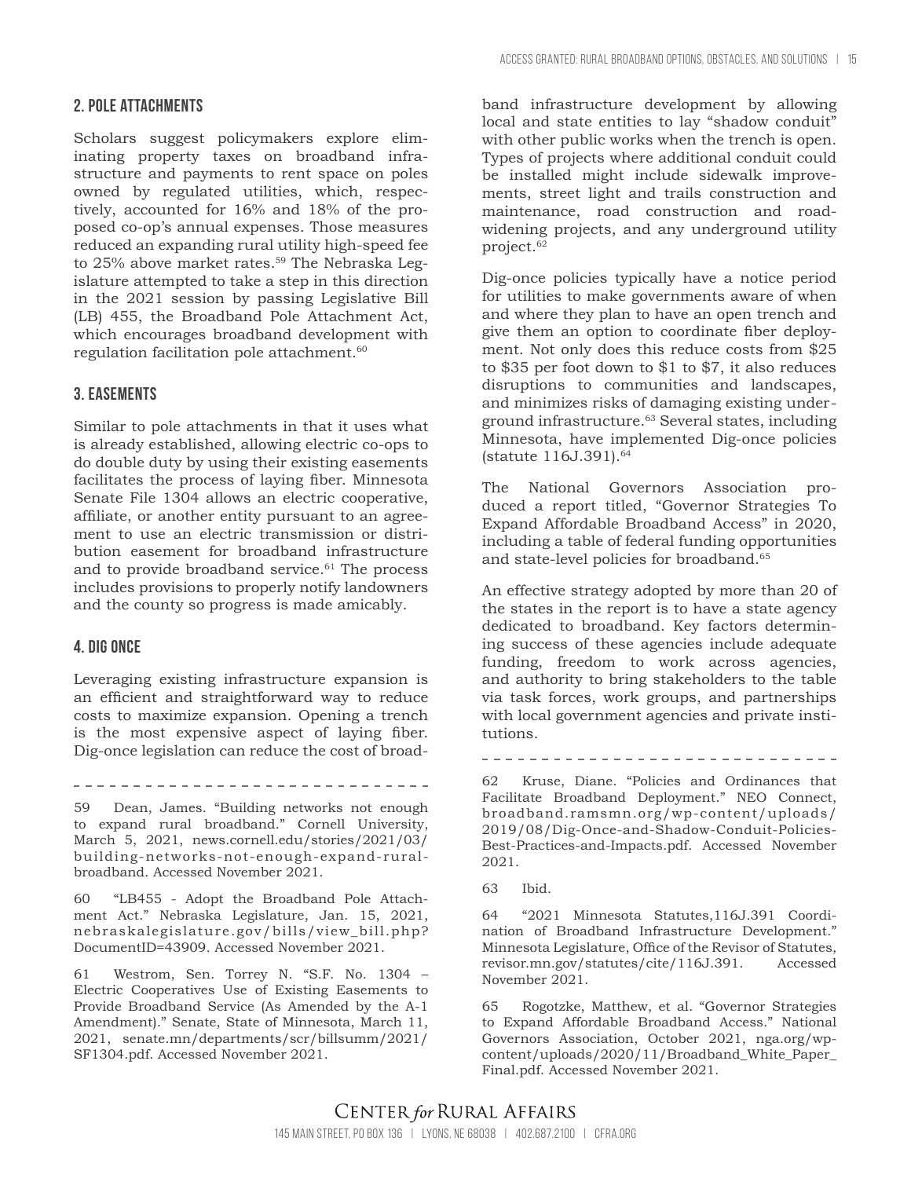## 2. Pole attachments

Scholars suggest policymakers explore eliminating property taxes on broadband infrastructure and payments to rent space on poles owned by regulated utilities, which, respectively, accounted for 16% and 18% of the proposed co-op's annual expenses. Those measures reduced an expanding rural utility high-speed fee to 25% above market rates.[59] The Nebraska Legislature attempted to take a step in this direction in the 2021 session by passing Legislative Bill (LB) 455, the Broadband Pole Attachment Act, which encourages broadband development with regulation facilitation pole attachment.[60]

## 3. Easements

Similar to pole attachments in that it uses what is already established, allowing electric co-ops to do double duty by using their existing easements facilitates the process of laying fiber. Minnesota Senate File 1304 allows an electric cooperative, affiliate, or another entity pursuant to an agreement to use an electric transmission or distribution easement for broadband infrastructure and to provide broadband service.[61] The process includes provisions to properly notify landowners and the county so progress is made amicably.

## 4. Dig once

Leveraging existing infrastructure expansion is an efficient and straightforward way to reduce costs to maximize expansion. Opening a trench is the most expensive aspect of laying fiber. Dig-once legislation can reduce the cost of broadband infrastructure development by allowing local and state entities to lay "shadow conduit" with other public works when the trench is open. Types of projects where additional conduit could be installed might include sidewalk improvements, street light and trails construction and maintenance, road construction and road-widening projects, and any underground utility project.[62]

Dig-once policies typically have a notice period for utilities to make governments aware of when and where they plan to have an open trench and give them an option to coordinate fiber deployment. Not only does this reduce costs from $25 to $35 per foot down to $1 to $7, it also reduces disruptions to communities and landscapes, and minimizes risks of damaging existing underground infrastructure.[63] Several states, including Minnesota, have implemented Dig-once policies (statute 116J.391).[64]

The National Governors Association produced a report titled, "Governor Strategies To Expand Affordable Broadband Access" in 2020, including a table of federal funding opportunities and state-level policies for broadband.[65]

An effective strategy adopted by more than 20 of the states in the report is to have a state agency dedicated to broadband. Key factors determining success of these agencies include adequate funding, freedom to work across agencies, and authority to bring stakeholders to the table via task forces, work groups, and partnerships with local government agencies and private institutions.

---

59 Dean, James. "Building networks not enough to expand rural broadband." Cornell University, March 5, 2021, news.cornell.edu/stories/2021/03/building-networks-not-enough-expand-rural-broadband. Accessed November 2021.

60 "LB455 - Adopt the Broadband Pole Attachment Act." Nebraska Legislature, Jan. 15, 2021, nebraskalegislature.gov/bills/view_bill.php?DocumentID=43909. Accessed November 2021.

61 Westrom, Sen. Torrey N. "S.F. No. 1304 – Electric Cooperatives Use of Existing Easements to Provide Broadband Service (As Amended by the A-1 Amendment)." Senate, State of Minnesota, March 11, 2021, senate.mn/departments/scr/billsumm/2021/SF1304.pdf. Accessed November 2021.

62 Kruse, Diane. "Policies and Ordinances that Facilitate Broadband Deployment." NEO Connect, broadband.ramsmn.org/wp-content/uploads/2019/08/Dig-Once-and-Shadow-Conduit-Policies-Best-Practices-and-Impacts.pdf. Accessed November 2021.

63 Ibid.

64 "2021 Minnesota Statutes,116J.391 Coordination of Broadband Infrastructure Development." Minnesota Legislature, Office of the Revisor of Statutes, revisor.mn.gov/statutes/cite/116J.391. Accessed November 2021.

65 Rogotzke, Matthew, et al. "Governor Strategies to Expand Affordable Broadband Access." National Governors Association, October 2021, nga.org/wp-content/uploads/2020/11/Broadband_White_Paper_Final.pdf. Accessed November 2021.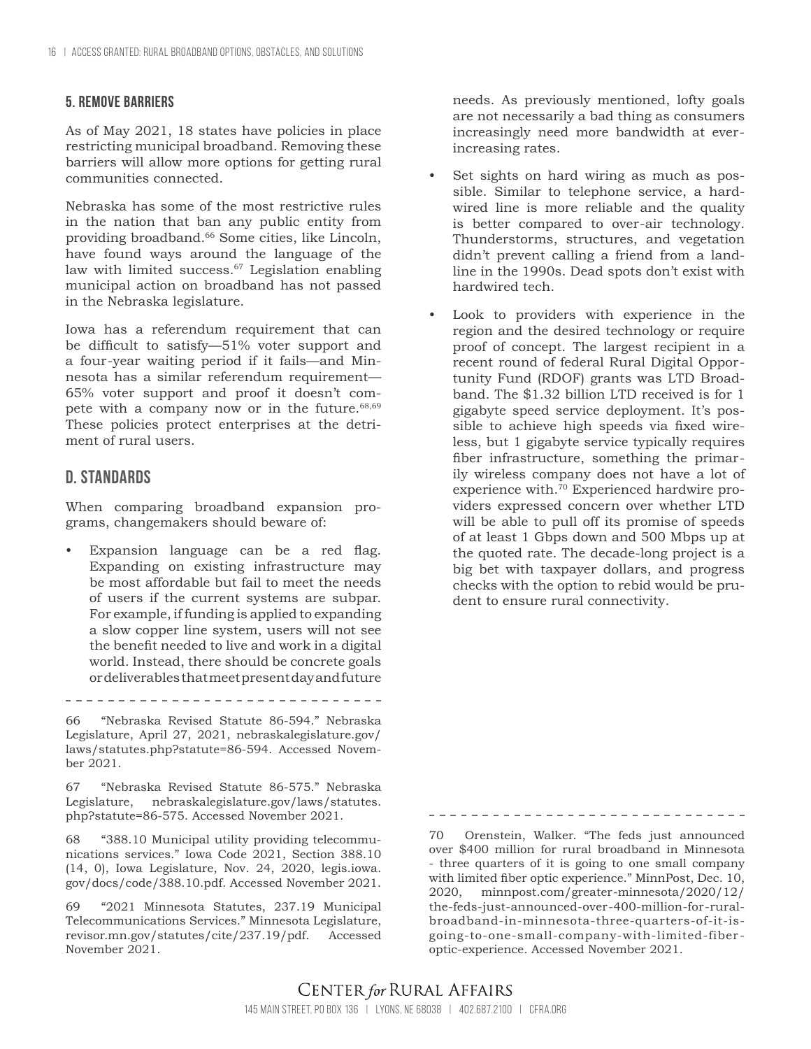### 5. Remove barriers

As of May 2021, 18 states have policies in place restricting municipal broadband. Removing these barriers will allow more options for getting rural communities connected.

Nebraska has some of the most restrictive rules in the nation that ban any public entity from providing broadband.[66] Some cities, like Lincoln, have found ways around the language of the law with limited success.[67] Legislation enabling municipal action on broadband has not passed in the Nebraska legislature.

Iowa has a referendum requirement that can be difficult to satisfy—51% voter support and a four-year waiting period if it fails—and Minnesota has a similar referendum requirement—65% voter support and proof it doesn't compete with a company now or in the future.[68,69] These policies protect enterprises at the detriment of rural users.

## D. Standards

When comparing broadband expansion programs, changemakers should beware of:

- Expansion language can be a red flag. Expanding on existing infrastructure may be most affordable but fail to meet the needs of users if the current systems are subpar. For example, if funding is applied to expanding a slow copper line system, users will not see the benefit needed to live and work in a digital world. Instead, there should be concrete goals or deliverables that meet present day and future needs. As previously mentioned, lofty goals are not necessarily a bad thing as consumers increasingly need more bandwidth at ever-increasing rates.
- Set sights on hard wiring as much as possible. Similar to telephone service, a hardwired line is more reliable and the quality is better compared to over-air technology. Thunderstorms, structures, and vegetation didn't prevent calling a friend from a landline in the 1990s. Dead spots don't exist with hardwired tech.
- Look to providers with experience in the region and the desired technology or require proof of concept. The largest recipient in a recent round of federal Rural Digital Opportunity Fund (RDOF) grants was LTD Broadband. The $1.32 billion LTD received is for 1 gigabyte speed service deployment. It's possible to achieve high speeds via fixed wireless, but 1 gigabyte service typically requires fiber infrastructure, something the primarily wireless company does not have a lot of experience with.[70] Experienced hardwire providers expressed concern over whether LTD will be able to pull off its promise of speeds of at least 1 Gbps down and 500 Mbps up at the quoted rate. The decade-long project is a big bet with taxpayer dollars, and progress checks with the option to rebid would be prudent to ensure rural connectivity.

---

66 "Nebraska Revised Statute 86-594." Nebraska Legislature, April 27, 2021, nebraskalegislature.gov/laws/statutes.php?statute=86-594. Accessed November 2021.

67 "Nebraska Revised Statute 86-575." Nebraska Legislature, nebraskalegislature.gov/laws/statutes.php?statute=86-575. Accessed November 2021.

68 "388.10 Municipal utility providing telecommunications services." Iowa Code 2021, Section 388.10 (14, 0), Iowa Legislature, Nov. 24, 2020, legis.iowa.gov/docs/code/388.10.pdf. Accessed November 2021.

69 "2021 Minnesota Statutes, 237.19 Municipal Telecommunications Services." Minnesota Legislature, revisor.mn.gov/statutes/cite/237.19/pdf. Accessed November 2021.

70 Orenstein, Walker. "The feds just announced over $400 million for rural broadband in Minnesota - three quarters of it is going to one small company with limited fiber optic experience." MinnPost, Dec. 10, 2020, minnpost.com/greater-minnesota/2020/12/the-feds-just-announced-over-400-million-for-rural-broadband-in-minnesota-three-quarters-of-it-is-going-to-one-small-company-with-limited-fiber-optic-experience. Accessed November 2021.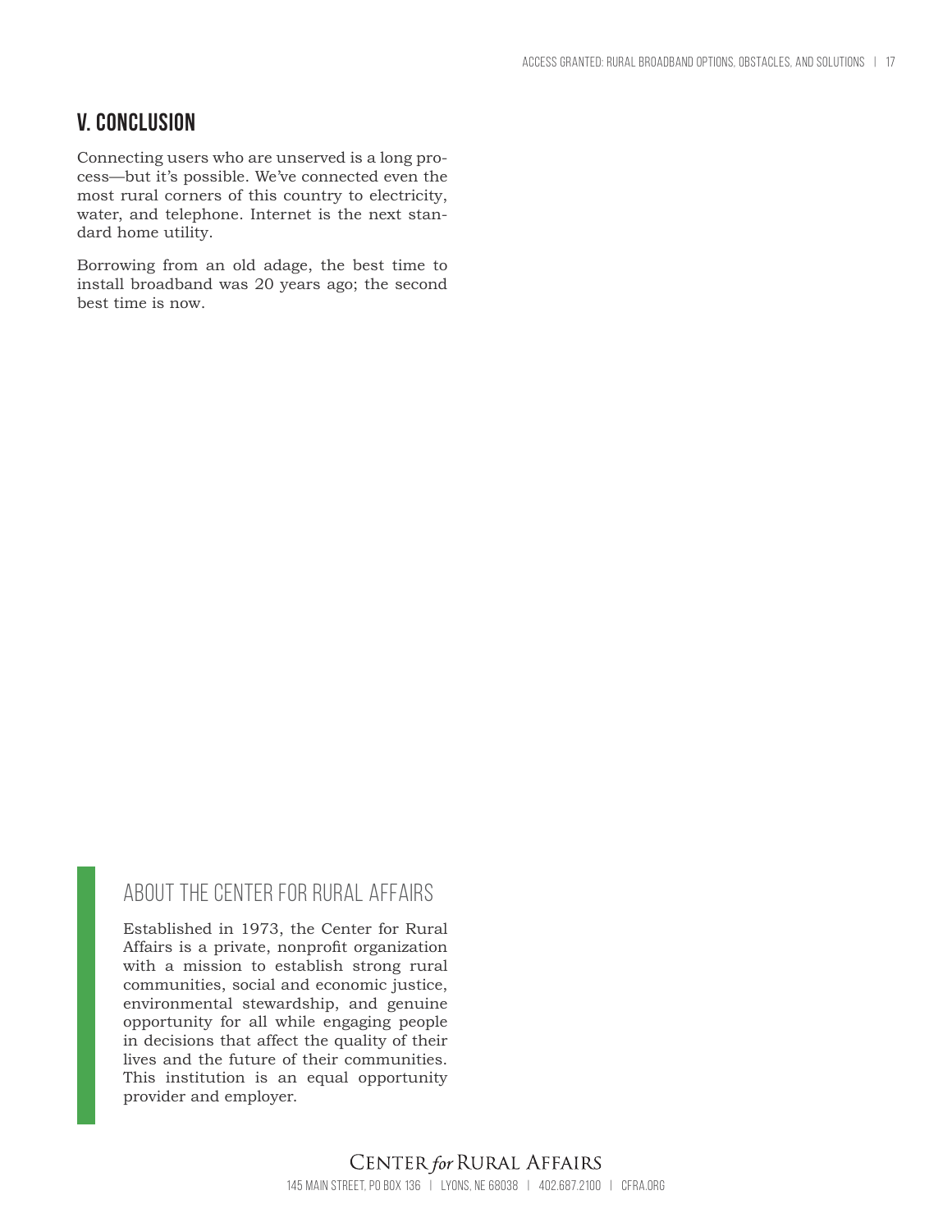## V. Conclusion

Connecting users who are unserved is a long process—but it's possible. We've connected even the most rural corners of this country to electricity, water, and telephone. Internet is the next standard home utility.

Borrowing from an old adage, the best time to install broadband was 20 years ago; the second best time is now.

### About the Center for Rural Affairs

Established in 1973, the Center for Rural Affairs is a private, nonprofit organization with a mission to establish strong rural communities, social and economic justice, environmental stewardship, and genuine opportunity for all while engaging people in decisions that affect the quality of their lives and the future of their communities. This institution is an equal opportunity provider and employer.

Center *for* Rural Affairs

145 Main Street, PO Box 136 | Lyons, NE 68038 | 402.687.2100 | cfra.org